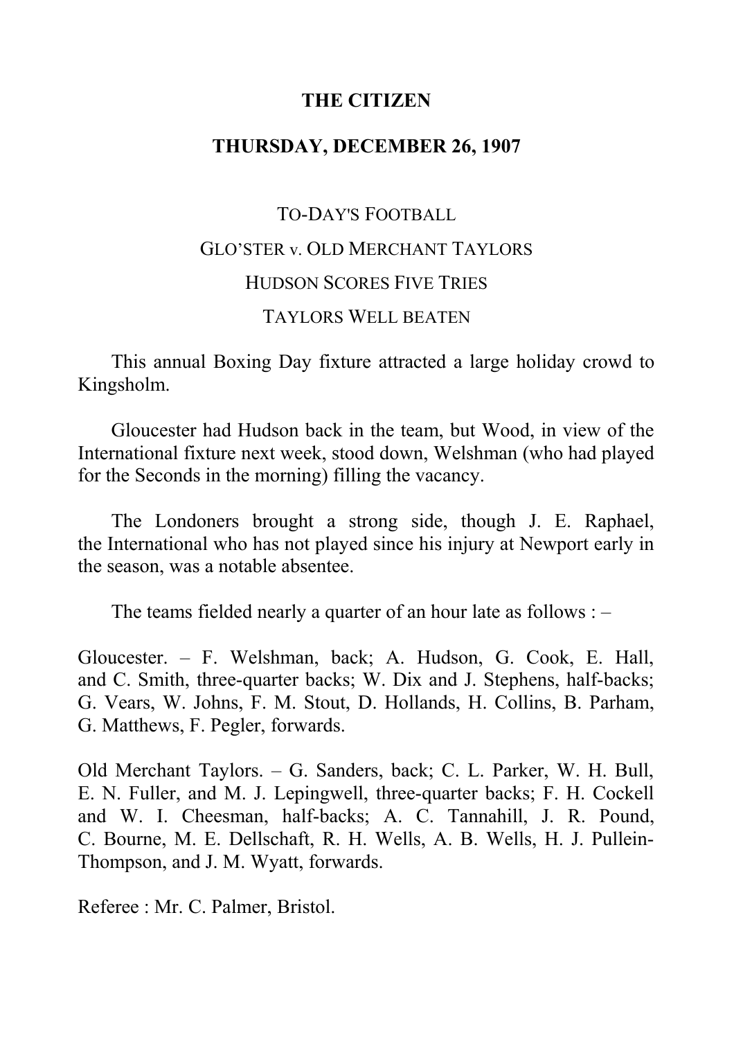**THE CITIZEN**

**THURSDAY, DECEMBER 26, 1907**

TO-DAY'S FOOTBALL

GLO'STER v. OLD MERCHANT TAYLORS

HUDSON SCORES FIVE TRIES

TAYLORS WELL BEATEN

This annual Boxing Day fixture attracted a large holiday crowd to Kingsholm.

Gloucester had Hudson back in the team, but Wood, in view of the International fixture next week, stood down, Welshman (who had played for the Seconds in the morning) filling the vacancy.

The Londoners brought a strong side, though J. E. Raphael, the International who has not played since his injury at Newport early in the season, was a notable absentee.

The teams fielded nearly a quarter of an hour late as follows : –

Gloucester. – F. Welshman, back; A. Hudson, G. Cook, E. Hall, and C. Smith, three-quarter backs; W. Dix and J. Stephens, half-backs; G. Vears, W. Johns, F. M. Stout, D. Hollands, H. Collins, B. Parham, G. Matthews, F. Pegler, forwards.

Old Merchant Taylors. – G. Sanders, back; C. L. Parker, W. H. Bull, E. N. Fuller, and M. J. Lepingwell, three-quarter backs; F. H. Cockell and W. I. Cheesman, half-backs; A. C. Tannahill, J. R. Pound, C. Bourne, M. E. Dellschaft, R. H. Wells, A. B. Wells, H. J. Pullein-Thompson, and J. M. Wyatt, forwards.

Referee : Mr. C. Palmer, Bristol.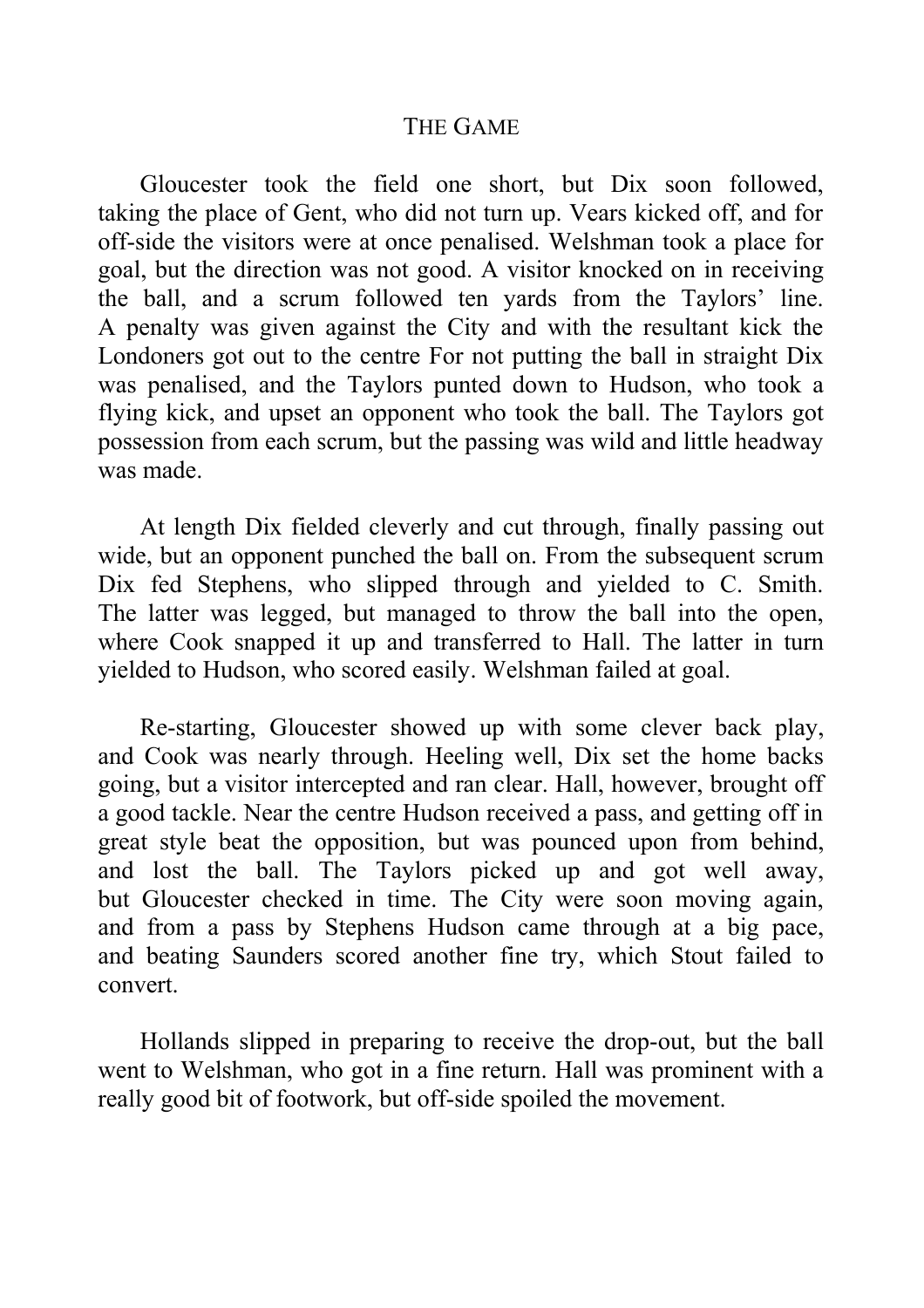## The Game

Gloucester took the field one short, but Dix soon followed, taking the place of Gent, who did not turn up. Vears kicked off, and for off-side the visitors were at once penalised. Welshman took a place for goal, but the direction was not good. A visitor knocked on in receiving the ball, and a scrum followed ten yards from the Taylors' line. A penalty was given against the City and with the resultant kick the Londoners got out to the centre For not putting the ball in straight Dix was penalised, and the Taylors punted down to Hudson, who took a flying kick, and upset an opponent who took the ball. The Taylors got possession from each scrum, but the passing was wild and little headway was made.

At length Dix fielded cleverly and cut through, finally passing out wide, but an opponent punched the ball on. From the subsequent scrum Dix fed Stephens, who slipped through and yielded to C. Smith. The latter was legged, but managed to throw the ball into the open, where Cook snapped it up and transferred to Hall. The latter in turn yielded to Hudson, who scored easily. Welshman failed at goal.

Re-starting, Gloucester showed up with some clever back play, and Cook was nearly through. Heeling well, Dix set the home backs going, but a visitor intercepted and ran clear. Hall, however, brought off a good tackle. Near the centre Hudson received a pass, and getting off in great style beat the opposition, but was pounced upon from behind, and lost the ball. The Taylors picked up and got well away, but Gloucester checked in time. The City were soon moving again, and from a pass by Stephens Hudson came through at a big pace, and beating Saunders scored another fine try, which Stout failed to convert.

Hollands slipped in preparing to receive the drop-out, but the ball went to Welshman, who got in a fine return. Hall was prominent with a really good bit of footwork, but off-side spoiled the movement.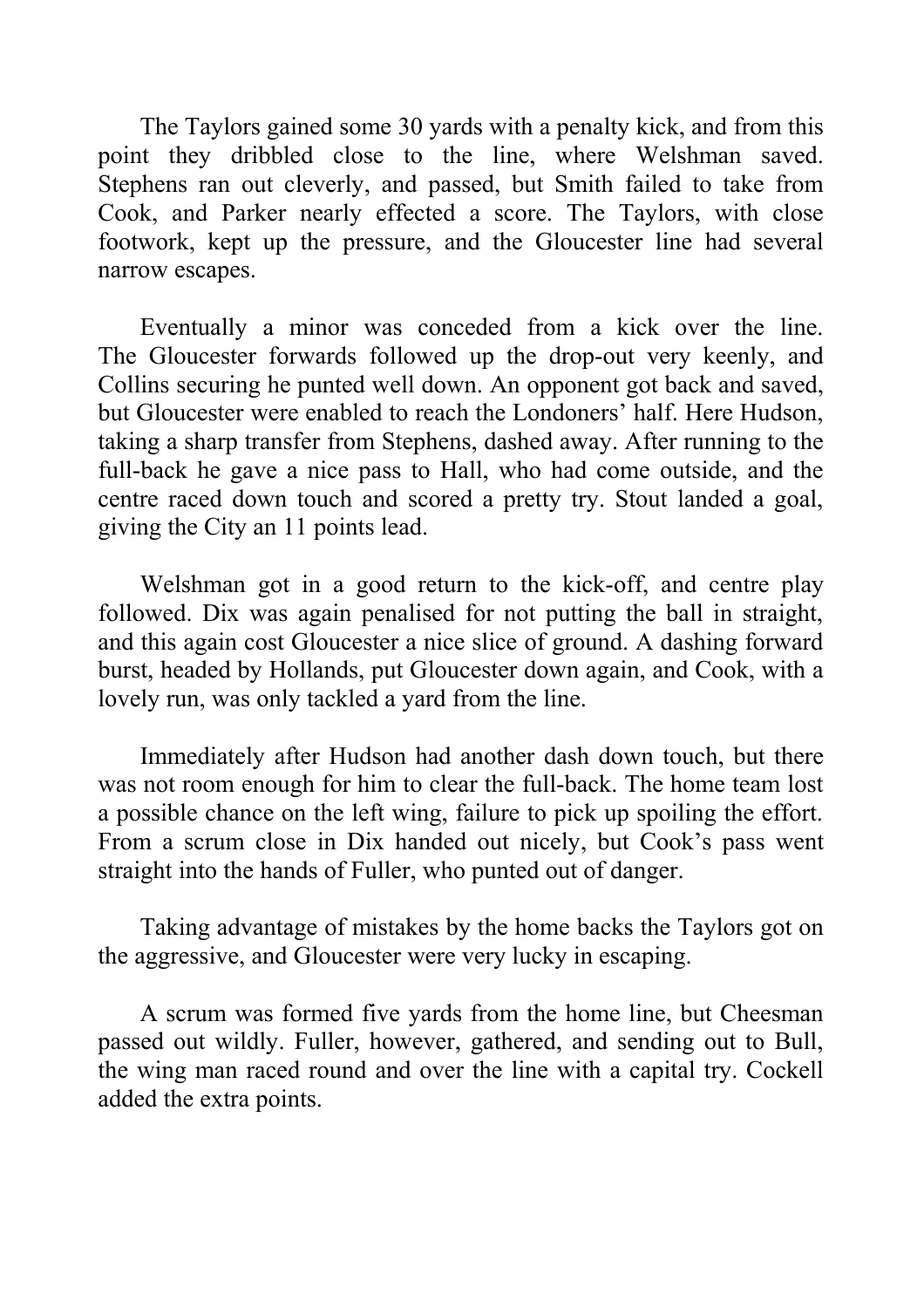The Taylors gained some 30 yards with a penalty kick, and from this point they dribbled close to the line, where Welshman saved. Stephens ran out cleverly, and passed, but Smith failed to take from Cook, and Parker nearly effected a score. The Taylors, with close footwork, kept up the pressure, and the Gloucester line had several narrow escapes.

Eventually a minor was conceded from a kick over the line. The Gloucester forwards followed up the drop-out very keenly, and Collins securing he punted well down. An opponent got back and saved, but Gloucester were enabled to reach the Londoners' half. Here Hudson, taking a sharp transfer from Stephens, dashed away. After running to the full-back he gave a nice pass to Hall, who had come outside, and the centre raced down touch and scored a pretty try. Stout landed a goal, giving the City an 11 points lead.

Welshman got in a good return to the kick-off, and centre play followed. Dix was again penalised for not putting the ball in straight, and this again cost Gloucester a nice slice of ground. A dashing forward burst, headed by Hollands, put Gloucester down again, and Cook, with a lovely run, was only tackled a yard from the line.

Immediately after Hudson had another dash down touch, but there was not room enough for him to clear the full-back. The home team lost a possible chance on the left wing, failure to pick up spoiling the effort. From a scrum close in Dix handed out nicely, but Cook's pass went straight into the hands of Fuller, who punted out of danger.

Taking advantage of mistakes by the home backs the Taylors got on the aggressive, and Gloucester were very lucky in escaping.

A scrum was formed five yards from the home line, but Cheesman passed out wildly. Fuller, however, gathered, and sending out to Bull, the wing man raced round and over the line with a capital try. Cockell added the extra points.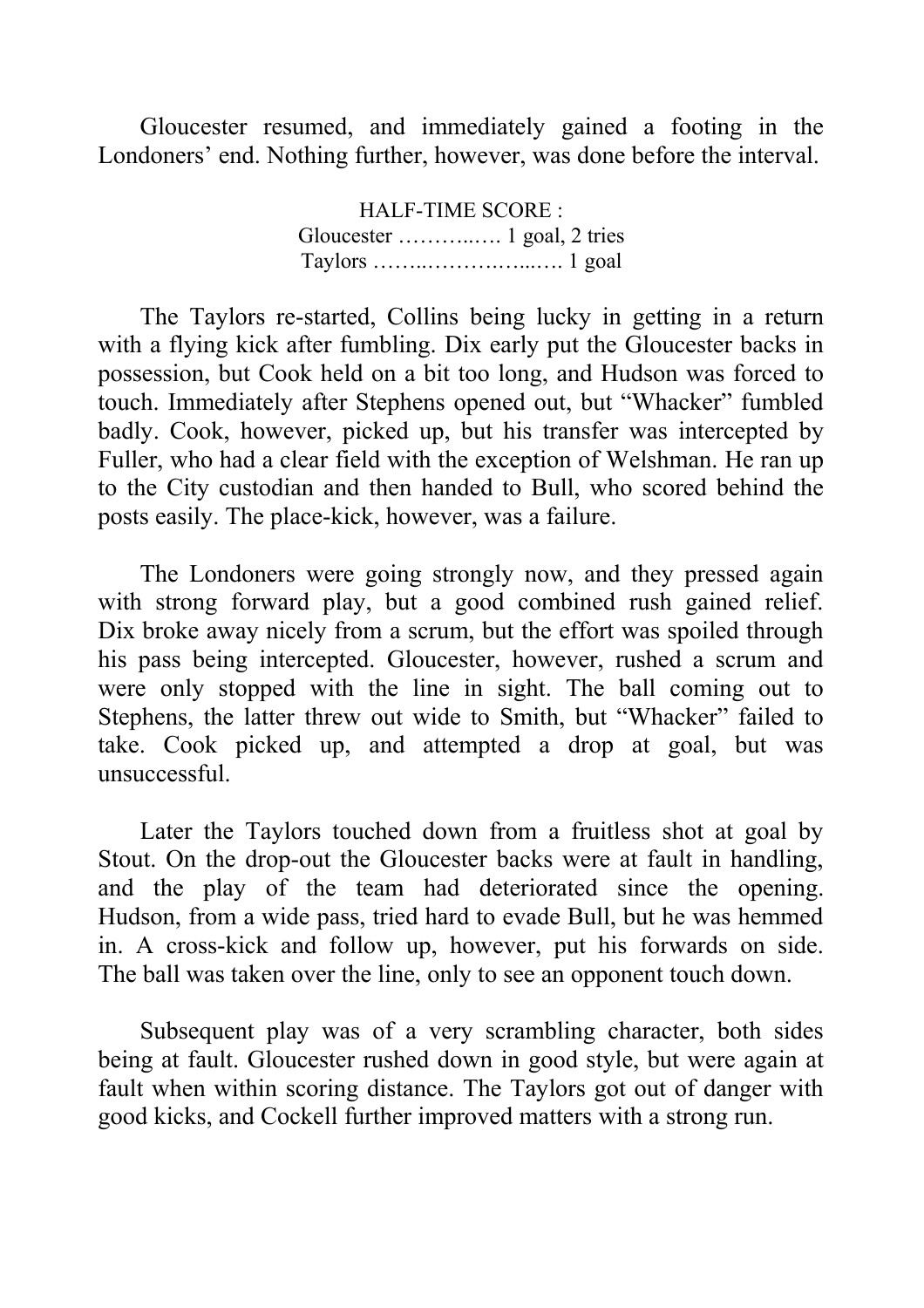Gloucester resumed, and immediately gained a footing in the Londoners' end. Nothing further, however, was done before the interval.

HALF-TIME SCORE :
Gloucester ………..…. 1 goal, 2 tries
Taylors ……..……….…...…. 1 goal

The Taylors re-started, Collins being lucky in getting in a return with a flying kick after fumbling. Dix early put the Gloucester backs in possession, but Cook held on a bit too long, and Hudson was forced to touch. Immediately after Stephens opened out, but "Whacker" fumbled badly. Cook, however, picked up, but his transfer was intercepted by Fuller, who had a clear field with the exception of Welshman. He ran up to the City custodian and then handed to Bull, who scored behind the posts easily. The place-kick, however, was a failure.

The Londoners were going strongly now, and they pressed again with strong forward play, but a good combined rush gained relief. Dix broke away nicely from a scrum, but the effort was spoiled through his pass being intercepted. Gloucester, however, rushed a scrum and were only stopped with the line in sight. The ball coming out to Stephens, the latter threw out wide to Smith, but "Whacker" failed to take. Cook picked up, and attempted a drop at goal, but was unsuccessful.

Later the Taylors touched down from a fruitless shot at goal by Stout. On the drop-out the Gloucester backs were at fault in handling, and the play of the team had deteriorated since the opening. Hudson, from a wide pass, tried hard to evade Bull, but he was hemmed in. A cross-kick and follow up, however, put his forwards on side. The ball was taken over the line, only to see an opponent touch down.

Subsequent play was of a very scrambling character, both sides being at fault. Gloucester rushed down in good style, but were again at fault when within scoring distance. The Taylors got out of danger with good kicks, and Cockell further improved matters with a strong run.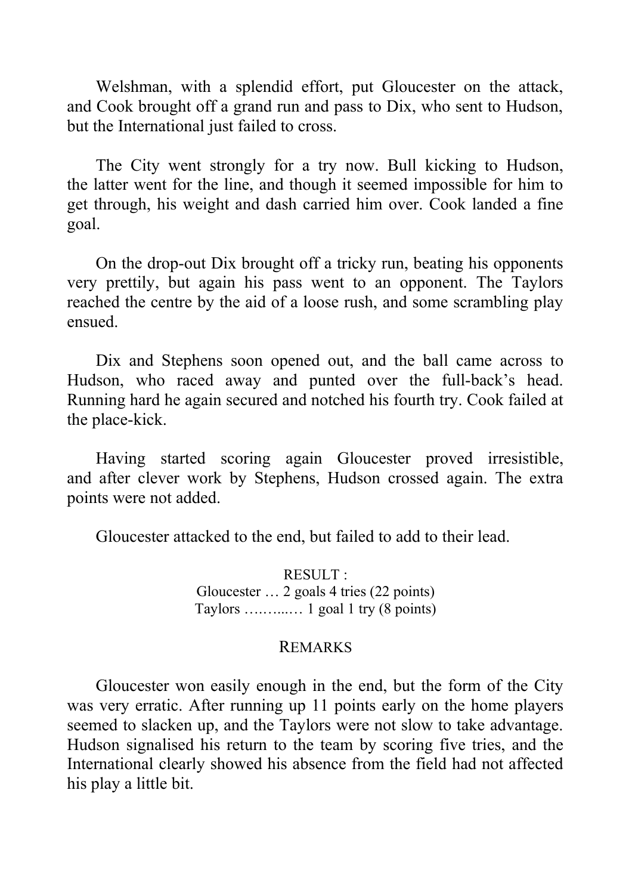Welshman, with a splendid effort, put Gloucester on the attack, and Cook brought off a grand run and pass to Dix, who sent to Hudson, but the International just failed to cross.

The City went strongly for a try now. Bull kicking to Hudson, the latter went for the line, and though it seemed impossible for him to get through, his weight and dash carried him over. Cook landed a fine goal.

On the drop-out Dix brought off a tricky run, beating his opponents very prettily, but again his pass went to an opponent. The Taylors reached the centre by the aid of a loose rush, and some scrambling play ensued.

Dix and Stephens soon opened out, and the ball came across to Hudson, who raced away and punted over the full-back's head. Running hard he again secured and notched his fourth try. Cook failed at the place-kick.

Having started scoring again Gloucester proved irresistible, and after clever work by Stephens, Hudson crossed again. The extra points were not added.

Gloucester attacked to the end, but failed to add to their lead.

RESULT :
Gloucester … 2 goals 4 tries (22 points)
Taylors ……..… 1 goal 1 try (8 points)

## REMARKS

Gloucester won easily enough in the end, but the form of the City was very erratic. After running up 11 points early on the home players seemed to slacken up, and the Taylors were not slow to take advantage. Hudson signalised his return to the team by scoring five tries, and the International clearly showed his absence from the field had not affected his play a little bit.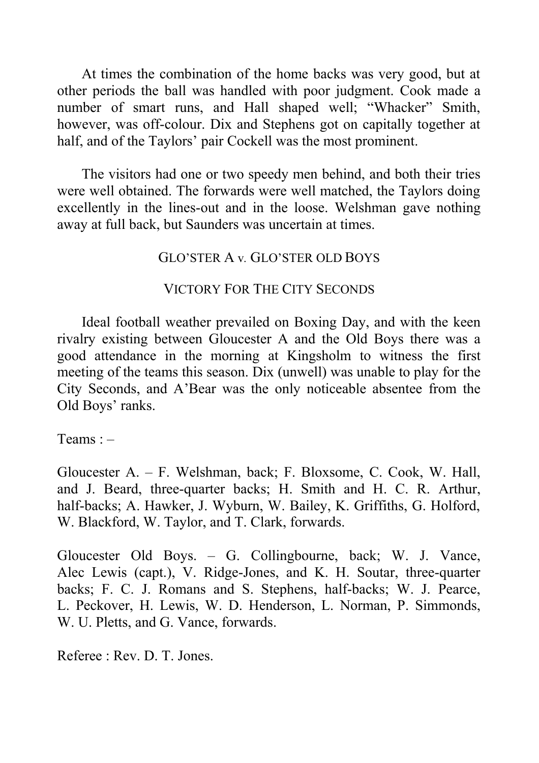At times the combination of the home backs was very good, but at other periods the ball was handled with poor judgment. Cook made a number of smart runs, and Hall shaped well; "Whacker" Smith, however, was off-colour. Dix and Stephens got on capitally together at half, and of the Taylors' pair Cockell was the most prominent.

The visitors had one or two speedy men behind, and both their tries were well obtained. The forwards were well matched, the Taylors doing excellently in the lines-out and in the loose. Welshman gave nothing away at full back, but Saunders was uncertain at times.

## GLO'STER A v. GLO'STER OLD BOYS

### VICTORY FOR THE CITY SECONDS

Ideal football weather prevailed on Boxing Day, and with the keen rivalry existing between Gloucester A and the Old Boys there was a good attendance in the morning at Kingsholm to witness the first meeting of the teams this season. Dix (unwell) was unable to play for the City Seconds, and A'Bear was the only noticeable absentee from the Old Boys' ranks.

Teams : –

Gloucester A. – F. Welshman, back; F. Bloxsome, C. Cook, W. Hall, and J. Beard, three-quarter backs; H. Smith and H. C. R. Arthur, half-backs; A. Hawker, J. Wyburn, W. Bailey, K. Griffiths, G. Holford, W. Blackford, W. Taylor, and T. Clark, forwards.

Gloucester Old Boys. – G. Collingbourne, back; W. J. Vance, Alec Lewis (capt.), V. Ridge-Jones, and K. H. Soutar, three-quarter backs; F. C. J. Romans and S. Stephens, half-backs; W. J. Pearce, L. Peckover, H. Lewis, W. D. Henderson, L. Norman, P. Simmonds, W. U. Pletts, and G. Vance, forwards.

Referee : Rev. D. T. Jones.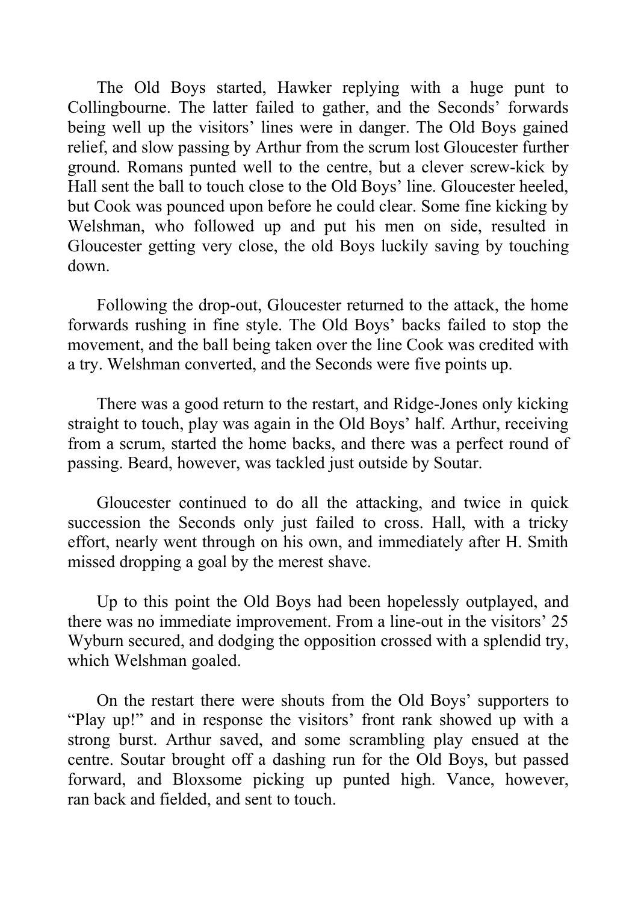The Old Boys started, Hawker replying with a huge punt to Collingbourne. The latter failed to gather, and the Seconds' forwards being well up the visitors' lines were in danger. The Old Boys gained relief, and slow passing by Arthur from the scrum lost Gloucester further ground. Romans punted well to the centre, but a clever screw-kick by Hall sent the ball to touch close to the Old Boys' line. Gloucester heeled, but Cook was pounced upon before he could clear. Some fine kicking by Welshman, who followed up and put his men on side, resulted in Gloucester getting very close, the old Boys luckily saving by touching down.

Following the drop-out, Gloucester returned to the attack, the home forwards rushing in fine style. The Old Boys' backs failed to stop the movement, and the ball being taken over the line Cook was credited with a try. Welshman converted, and the Seconds were five points up.

There was a good return to the restart, and Ridge-Jones only kicking straight to touch, play was again in the Old Boys' half. Arthur, receiving from a scrum, started the home backs, and there was a perfect round of passing. Beard, however, was tackled just outside by Soutar.

Gloucester continued to do all the attacking, and twice in quick succession the Seconds only just failed to cross. Hall, with a tricky effort, nearly went through on his own, and immediately after H. Smith missed dropping a goal by the merest shave.

Up to this point the Old Boys had been hopelessly outplayed, and there was no immediate improvement. From a line-out in the visitors' 25 Wyburn secured, and dodging the opposition crossed with a splendid try, which Welshman goaled.

On the restart there were shouts from the Old Boys' supporters to "Play up!" and in response the visitors' front rank showed up with a strong burst. Arthur saved, and some scrambling play ensued at the centre. Soutar brought off a dashing run for the Old Boys, but passed forward, and Bloxsome picking up punted high. Vance, however, ran back and fielded, and sent to touch.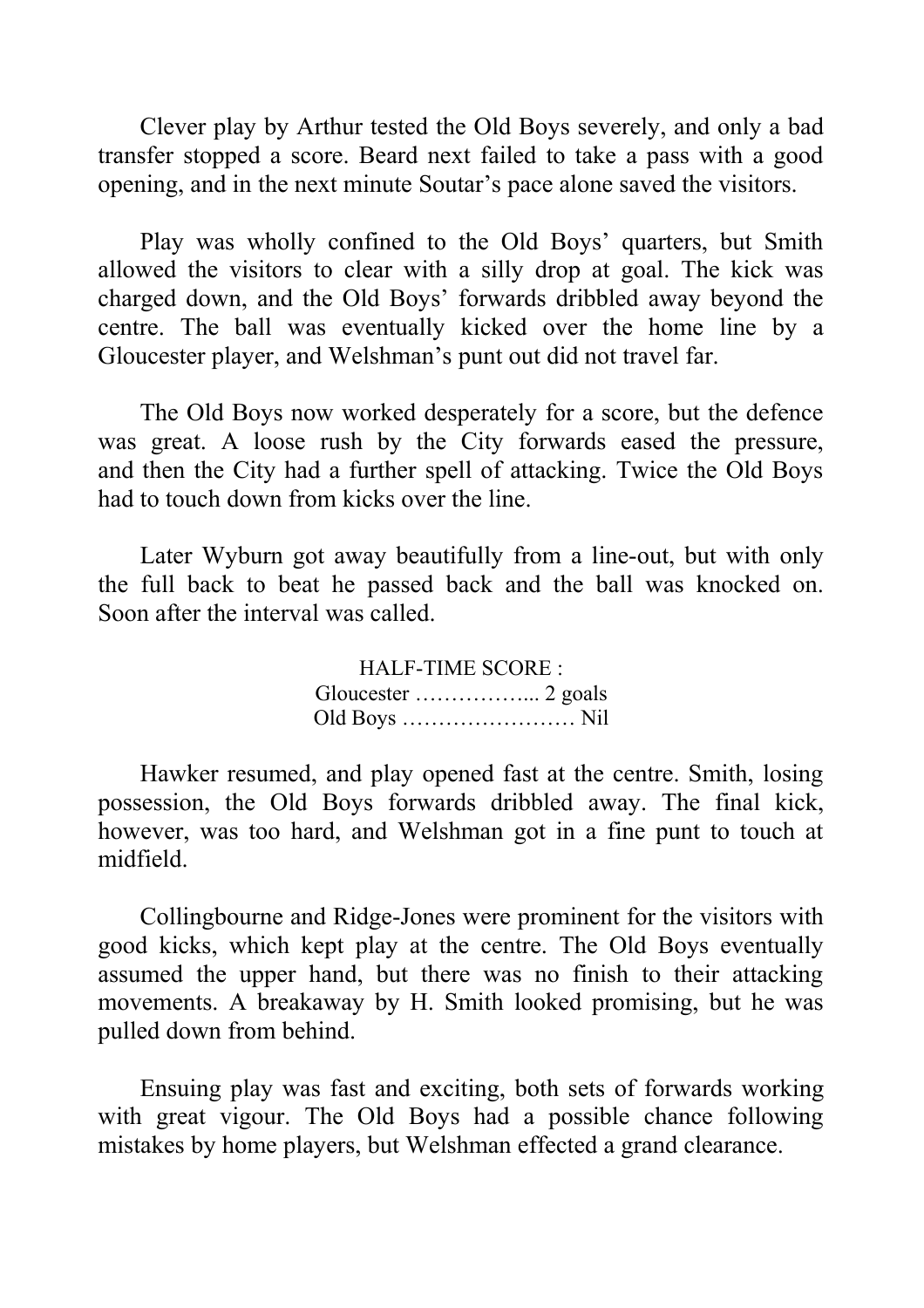Clever play by Arthur tested the Old Boys severely, and only a bad transfer stopped a score. Beard next failed to take a pass with a good opening, and in the next minute Soutar's pace alone saved the visitors.

Play was wholly confined to the Old Boys' quarters, but Smith allowed the visitors to clear with a silly drop at goal. The kick was charged down, and the Old Boys' forwards dribbled away beyond the centre. The ball was eventually kicked over the home line by a Gloucester player, and Welshman's punt out did not travel far.

The Old Boys now worked desperately for a score, but the defence was great. A loose rush by the City forwards eased the pressure, and then the City had a further spell of attacking. Twice the Old Boys had to touch down from kicks over the line.

Later Wyburn got away beautifully from a line-out, but with only the full back to beat he passed back and the ball was knocked on. Soon after the interval was called.

HALF-TIME SCORE :
Gloucester ……………... 2 goals
Old Boys …………………… Nil

Hawker resumed, and play opened fast at the centre. Smith, losing possession, the Old Boys forwards dribbled away. The final kick, however, was too hard, and Welshman got in a fine punt to touch at midfield.

Collingbourne and Ridge-Jones were prominent for the visitors with good kicks, which kept play at the centre. The Old Boys eventually assumed the upper hand, but there was no finish to their attacking movements. A breakaway by H. Smith looked promising, but he was pulled down from behind.

Ensuing play was fast and exciting, both sets of forwards working with great vigour. The Old Boys had a possible chance following mistakes by home players, but Welshman effected a grand clearance.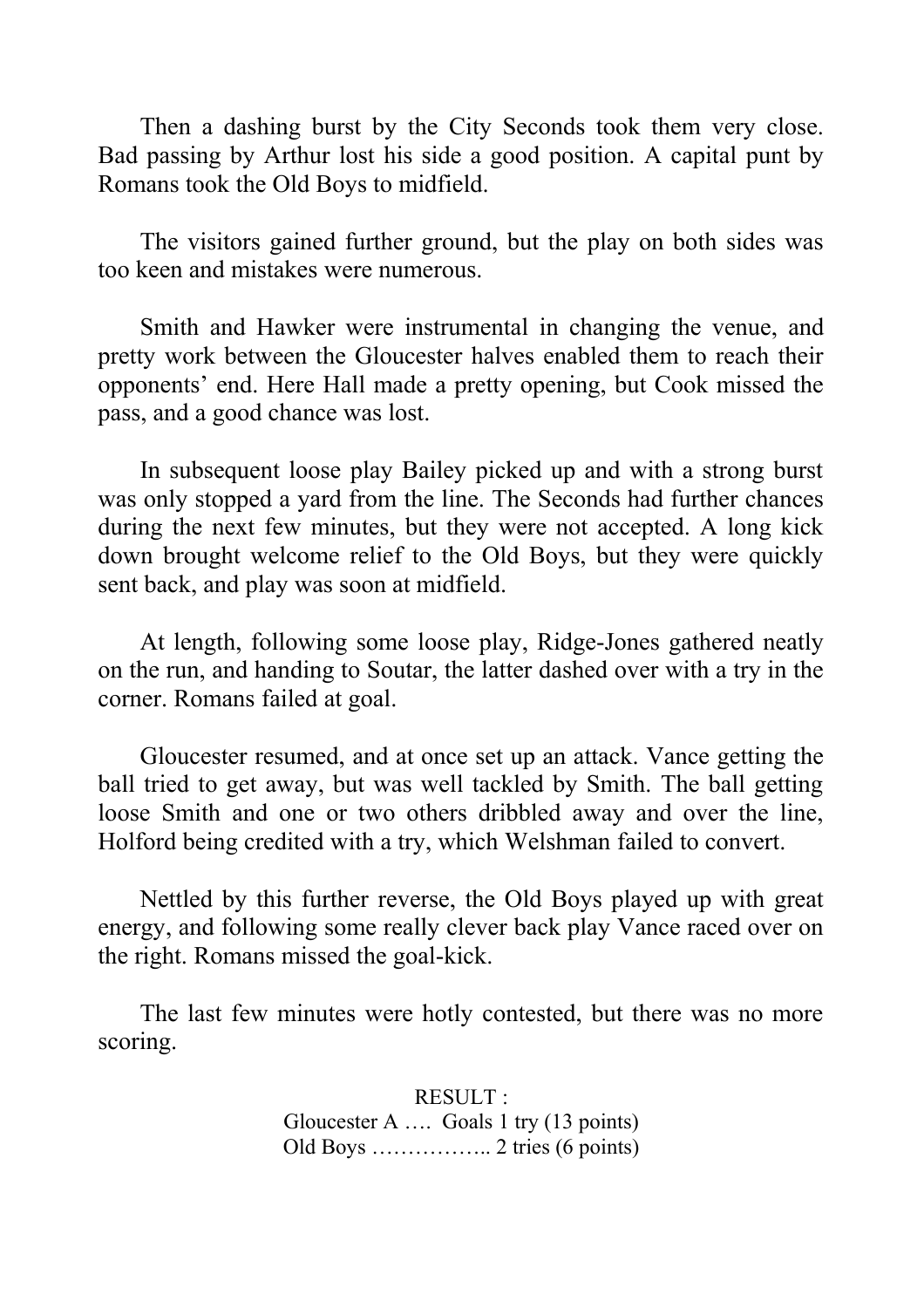Then a dashing burst by the City Seconds took them very close. Bad passing by Arthur lost his side a good position. A capital punt by Romans took the Old Boys to midfield.

The visitors gained further ground, but the play on both sides was too keen and mistakes were numerous.

Smith and Hawker were instrumental in changing the venue, and pretty work between the Gloucester halves enabled them to reach their opponents' end. Here Hall made a pretty opening, but Cook missed the pass, and a good chance was lost.

In subsequent loose play Bailey picked up and with a strong burst was only stopped a yard from the line. The Seconds had further chances during the next few minutes, but they were not accepted. A long kick down brought welcome relief to the Old Boys, but they were quickly sent back, and play was soon at midfield.

At length, following some loose play, Ridge-Jones gathered neatly on the run, and handing to Soutar, the latter dashed over with a try in the corner. Romans failed at goal.

Gloucester resumed, and at once set up an attack. Vance getting the ball tried to get away, but was well tackled by Smith. The ball getting loose Smith and one or two others dribbled away and over the line, Holford being credited with a try, which Welshman failed to convert.

Nettled by this further reverse, the Old Boys played up with great energy, and following some really clever back play Vance raced over on the right. Romans missed the goal-kick.

The last few minutes were hotly contested, but there was no more scoring.

RESULT :
Gloucester A …. Goals 1 try (13 points)
Old Boys …………….. 2 tries (6 points)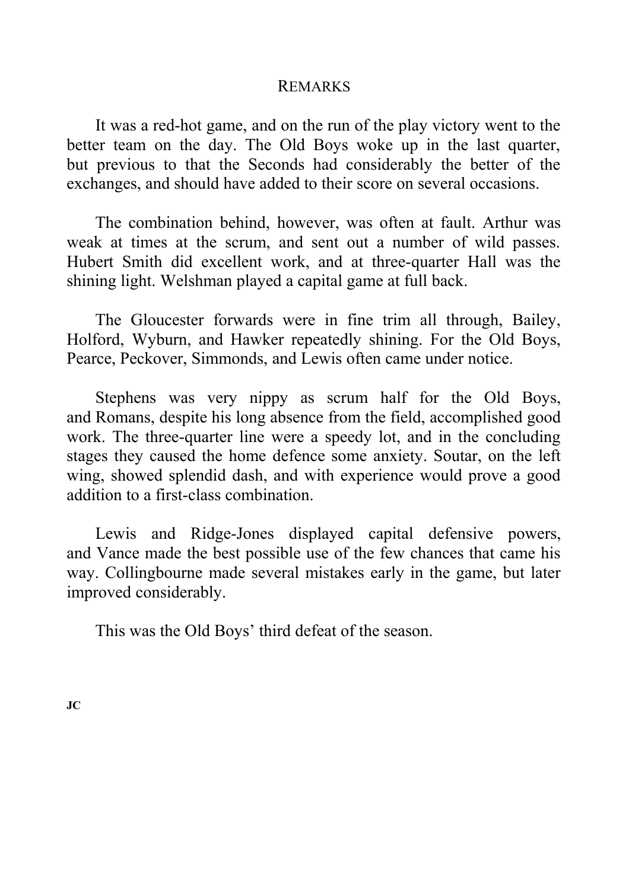## REMARKS

It was a red-hot game, and on the run of the play victory went to the better team on the day. The Old Boys woke up in the last quarter, but previous to that the Seconds had considerably the better of the exchanges, and should have added to their score on several occasions.

The combination behind, however, was often at fault. Arthur was weak at times at the scrum, and sent out a number of wild passes. Hubert Smith did excellent work, and at three-quarter Hall was the shining light. Welshman played a capital game at full back.

The Gloucester forwards were in fine trim all through, Bailey, Holford, Wyburn, and Hawker repeatedly shining. For the Old Boys, Pearce, Peckover, Simmonds, and Lewis often came under notice.

Stephens was very nippy as scrum half for the Old Boys, and Romans, despite his long absence from the field, accomplished good work. The three-quarter line were a speedy lot, and in the concluding stages they caused the home defence some anxiety. Soutar, on the left wing, showed splendid dash, and with experience would prove a good addition to a first-class combination.

Lewis and Ridge-Jones displayed capital defensive powers, and Vance made the best possible use of the few chances that came his way. Collingbourne made several mistakes early in the game, but later improved considerably.

This was the Old Boys' third defeat of the season.

**JC**